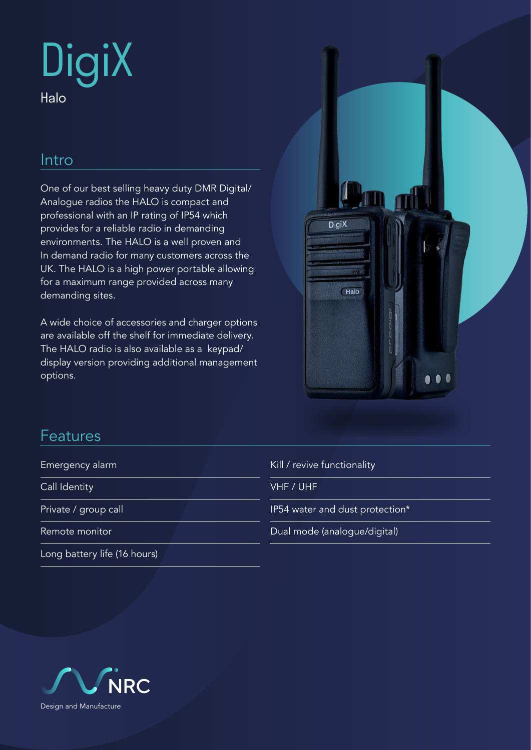# DigiX

Halo

## Intro

One of our best selling heavy duty DMR Digital/ Analogue radios the HALO is compact and professional with an IP rating of IP54 which provides for a reliable radio in demanding environments. The HALO is a well proven and In demand radio for many customers across the UK. The HALO is a high power portable allowing for a maximum range provided across many demanding sites.

A wide choice of accessories and charger options are available off the shelf for immediate delivery. The HALO radio is also available as a keypad/ display version providing additional management options.

## Features

- Emergency alarm
- Call Identity
- Private / group call
- Remote monitor
- Long battery life (16 hours)
- Kill / revive functionality
- VHF / UHF
- IP54 water and dust protection*
- Dual mode (analogue/digital)

NRC

Design and Manufacture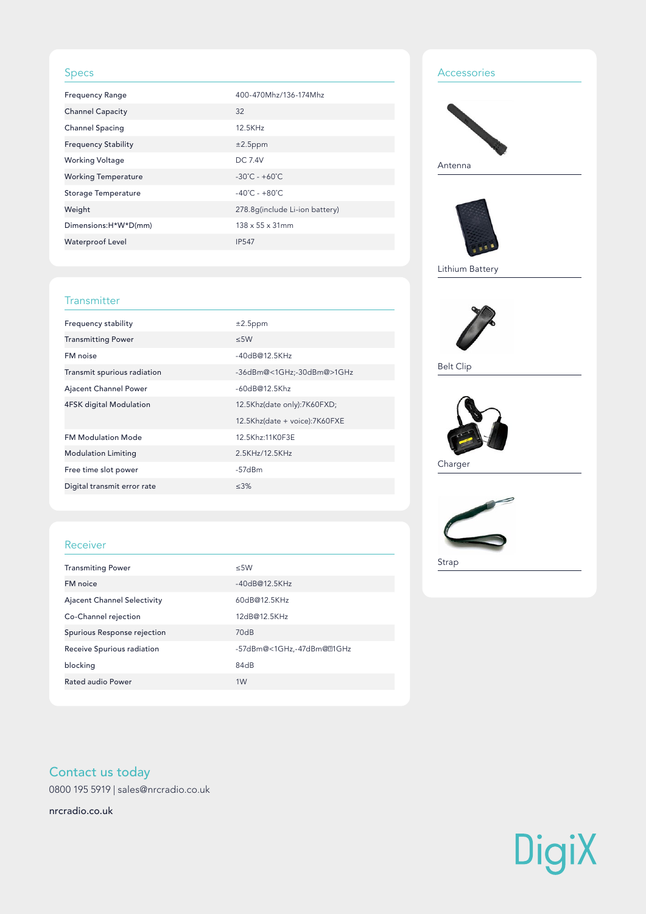## Specs

| | |
|---|---|
| Frequency Range | 400-470Mhz/136-174Mhz |
| Channel Capacity | 32 |
| Channel Spacing | 12.5KHz |
| Frequency Stability | ±2.5ppm |
| Working Voltage | DC 7.4V |
| Working Temperature | -30°C - +60°C |
| Storage Temperature | -40°C - +80°C |
| Weight | 278.8g(include Li-ion battery) |
| Dimensions:H*W*D(mm) | 138 x 55 x 31mm |
| Waterproof Level | IP547 |

## Transmitter

| | |
|---|---|
| Frequency stability | ±2.5ppm |
| Transmitting Power | ≤5W |
| FM noise | -40dB@12.5KHz |
| Transmit spurious radiation | -36dBm@<1GHz;-30dBm@>1GHz |
| Ajacent Channel Power | -60dB@12.5Khz |
| 4FSK digital Modulation | 12.5Khz(date only):7K60FXD; |
| | 12.5Khz(date + voice):7K60FXE |
| FM Modulation Mode | 12.5Khz:11K0F3E |
| Modulation Limiting | 2.5KHz/12.5KHz |
| Free time slot power | -57dBm |
| Digital transmit error rate | ≤3% |

## Receiver

| | |
|---|---|
| Transmitting Power | ≤5W |
| FM noice | -40dB@12.5KHz |
| Ajacent Channel Selectivity | 60dB@12.5KHz |
| Co-Channel rejection | 12dB@12.5KHz |
| Spurious Response rejection | 70dB |
| Receive Spurious radiation | -57dBm@<1GHz,-47dBm@1GHz |
| blocking | 84dB |
| Rated audio Power | 1W |

## Accessories

Antenna

Lithium Battery

Belt Clip

Charger

Strap

## Contact us today

0800 195 5919 | sales@nrcradio.co.uk

nrcradio.co.uk

DigiX